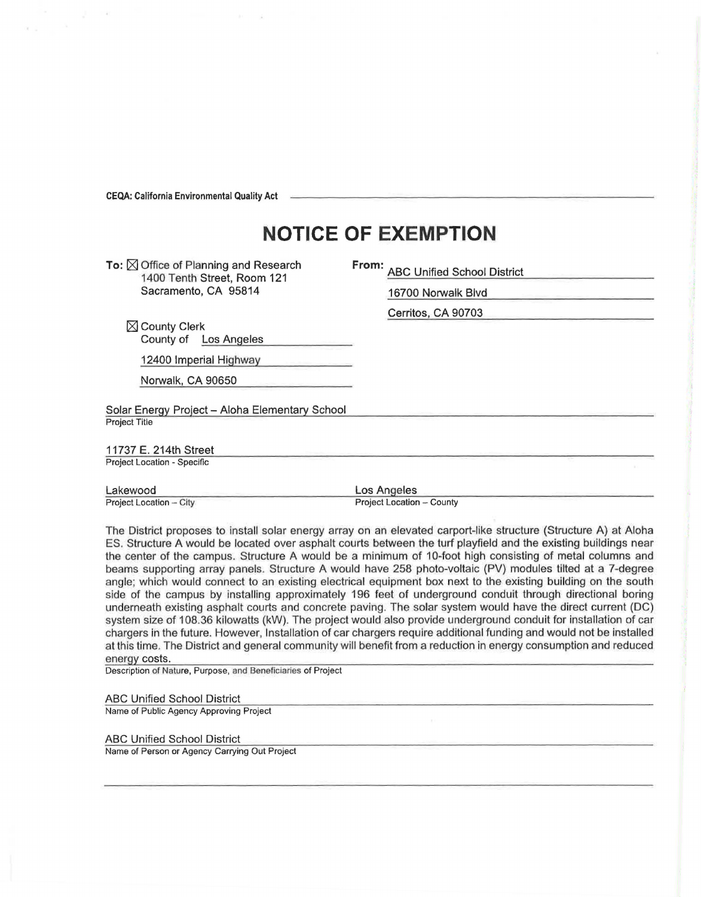**CEQA: California Environmental Quality Act**

# NOTICE OF EXEMPTION

**To:** ☒ Office of Planning and Research
1400 Tenth Street, Room 121
Sacramento, CA 95814

☒ County Clerk
County of Los Angeles
12400 Imperial Highway
Norwalk, CA 90650

**From:** ABC Unified School District
16700 Norwalk Blvd
Cerritos, CA 90703

Solar Energy Project – Aloha Elementary School
Project Title

11737 E. 214th Street
Project Location - Specific

Lakewood
Project Location – City

Los Angeles
Project Location – County

The District proposes to install solar energy array on an elevated carport-like structure (Structure A) at Aloha ES. Structure A would be located over asphalt courts between the turf playfield and the existing buildings near the center of the campus. Structure A would be a minimum of 10-foot high consisting of metal columns and beams supporting array panels. Structure A would have 258 photo-voltaic (PV) modules tilted at a 7-degree angle; which would connect to an existing electrical equipment box next to the existing building on the south side of the campus by installing approximately 196 feet of underground conduit through directional boring underneath existing asphalt courts and concrete paving. The solar system would have the direct current (DC) system size of 108.36 kilowatts (kW). The project would also provide underground conduit for installation of car chargers in the future. However, Installation of car chargers require additional funding and would not be installed at this time. The District and general community will benefit from a reduction in energy consumption and reduced energy costs.
Description of Nature, Purpose, and Beneficiaries of Project

ABC Unified School District
Name of Public Agency Approving Project

ABC Unified School District
Name of Person or Agency Carrying Out Project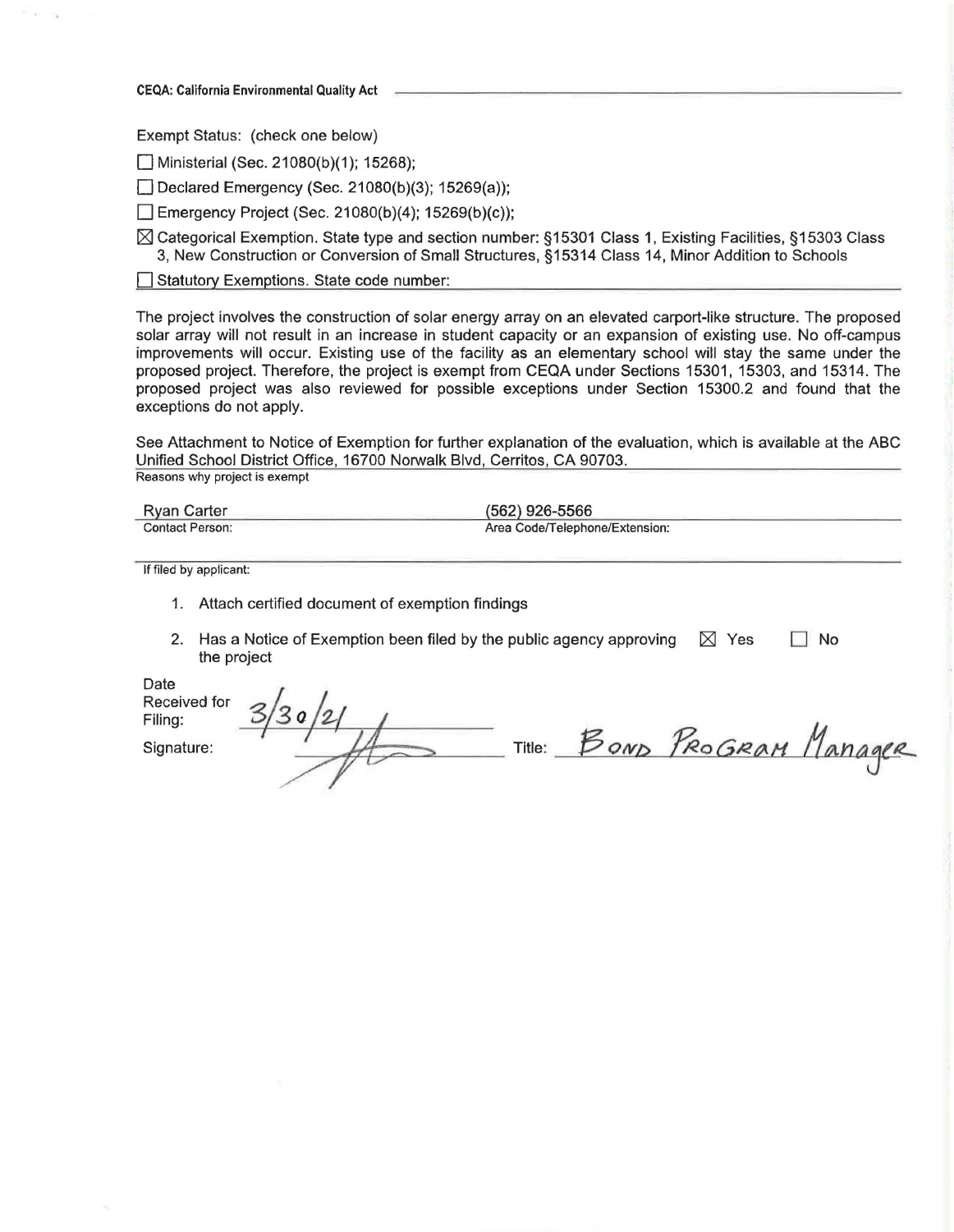**CEQA: California Environmental Quality Act**

Exempt Status: (check one below)

☐ Ministerial (Sec. 21080(b)(1); 15268);

☐ Declared Emergency (Sec. 21080(b)(3); 15269(a));

☐ Emergency Project (Sec. 21080(b)(4); 15269(b)(c));

☒ Categorical Exemption. State type and section number: §15301 Class 1, Existing Facilities, §15303 Class 3, New Construction or Conversion of Small Structures, §15314 Class 14, Minor Addition to Schools

☐ Statutory Exemptions. State code number:

The project involves the construction of solar energy array on an elevated carport-like structure. The proposed solar array will not result in an increase in student capacity or an expansion of existing use. No off-campus improvements will occur. Existing use of the facility as an elementary school will stay the same under the proposed project. Therefore, the project is exempt from CEQA under Sections 15301, 15303, and 15314. The proposed project was also reviewed for possible exceptions under Section 15300.2 and found that the exceptions do not apply.

See Attachment to Notice of Exemption for further explanation of the evaluation, which is available at the ABC Unified School District Office, 16700 Norwalk Blvd, Cerritos, CA 90703.

Reasons why project is exempt

| | |
|---|---|
| Ryan Carter | (562) 926-5566 |
| Contact Person: | Area Code/Telephone/Extension: |

If filed by applicant:

1. Attach certified document of exemption findings
2. Has a Notice of Exemption been filed by the public agency approving the project ☒ Yes ☐ No

Date Received for Filing: 3/30/21

Signature: [signature] Title: Bond Program Manager